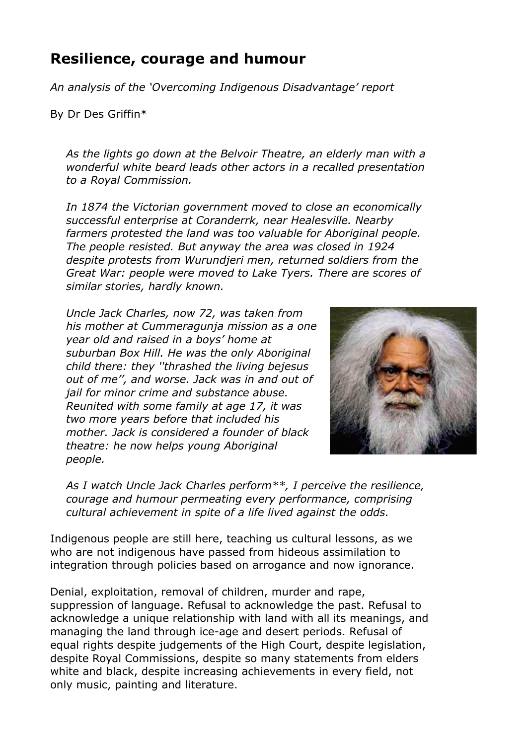## Resilience, courage and humour

*An analysis of the 'Overcoming Indigenous Disadvantage' report*

By Dr Des Griffin*

> *As the lights go down at the Belvoir Theatre, an elderly man with a wonderful white beard leads other actors in a recalled presentation to a Royal Commission.*
>
> *In 1874 the Victorian government moved to close an economically successful enterprise at Coranderrk, near Healesville. Nearby farmers protested the land was too valuable for Aboriginal people. The people resisted. But anyway the area was closed in 1924 despite protests from Wurundjeri men, returned soldiers from the Great War: people were moved to Lake Tyers. There are scores of similar stories, hardly known.*
>
> *Uncle Jack Charles, now 72, was taken from his mother at Cummeragunja mission as a one year old and raised in a boys' home at suburban Box Hill. He was the only Aboriginal child there: they ''thrashed the living bejesus out of me'', and worse. Jack was in and out of jail for minor crime and substance abuse. Reunited with some family at age 17, it was two more years before that included his mother. Jack is considered a founder of black theatre: he now helps young Aboriginal people.*
>
> *As I watch Uncle Jack Charles perform**, I perceive the resilience, courage and humour permeating every performance, comprising cultural achievement in spite of a life lived against the odds.*

Indigenous people are still here, teaching us cultural lessons, as we who are not indigenous have passed from hideous assimilation to integration through policies based on arrogance and now ignorance.

Denial, exploitation, removal of children, murder and rape, suppression of language. Refusal to acknowledge the past. Refusal to acknowledge a unique relationship with land with all its meanings, and managing the land through ice-age and desert periods. Refusal of equal rights despite judgements of the High Court, despite legislation, despite Royal Commissions, despite so many statements from elders white and black, despite increasing achievements in every field, not only music, painting and literature.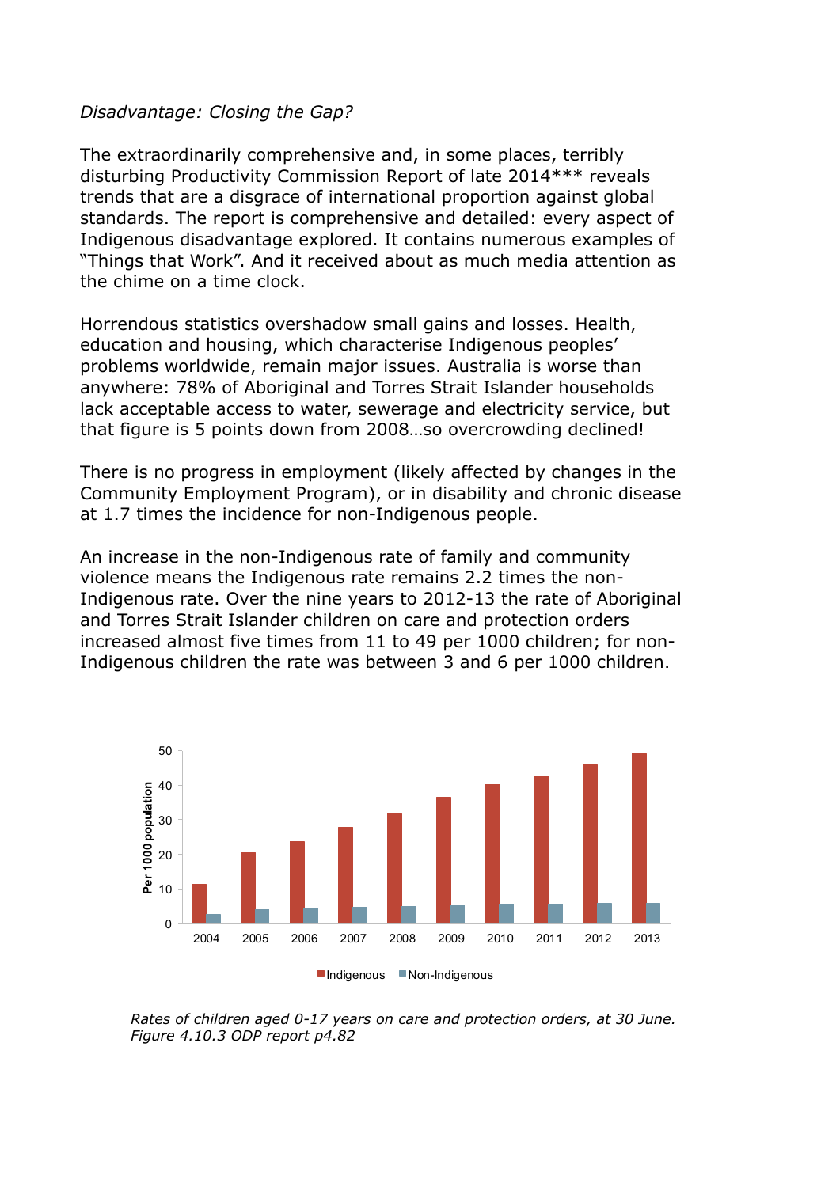*Disadvantage: Closing the Gap?*

The extraordinarily comprehensive and, in some places, terribly disturbing Productivity Commission Report of late 2014*** reveals trends that are a disgrace of international proportion against global standards. The report is comprehensive and detailed: every aspect of Indigenous disadvantage explored. It contains numerous examples of “Things that Work”. And it received about as much media attention as the chime on a time clock.

Horrendous statistics overshadow small gains and losses. Health, education and housing, which characterise Indigenous peoples’ problems worldwide, remain major issues. Australia is worse than anywhere: 78% of Aboriginal and Torres Strait Islander households lack acceptable access to water, sewerage and electricity service, but that figure is 5 points down from 2008…so overcrowding declined!

There is no progress in employment (likely affected by changes in the Community Employment Program), or in disability and chronic disease at 1.7 times the incidence for non-Indigenous people.

An increase in the non-Indigenous rate of family and community violence means the Indigenous rate remains 2.2 times the non-Indigenous rate. Over the nine years to 2012-13 the rate of Aboriginal and Torres Strait Islander children on care and protection orders increased almost five times from 11 to 49 per 1000 children; for non-Indigenous children the rate was between 3 and 6 per 1000 children.

*Rates of children aged 0-17 years on care and protection orders, at 30 June. Figure 4.10.3 ODP report p4.82*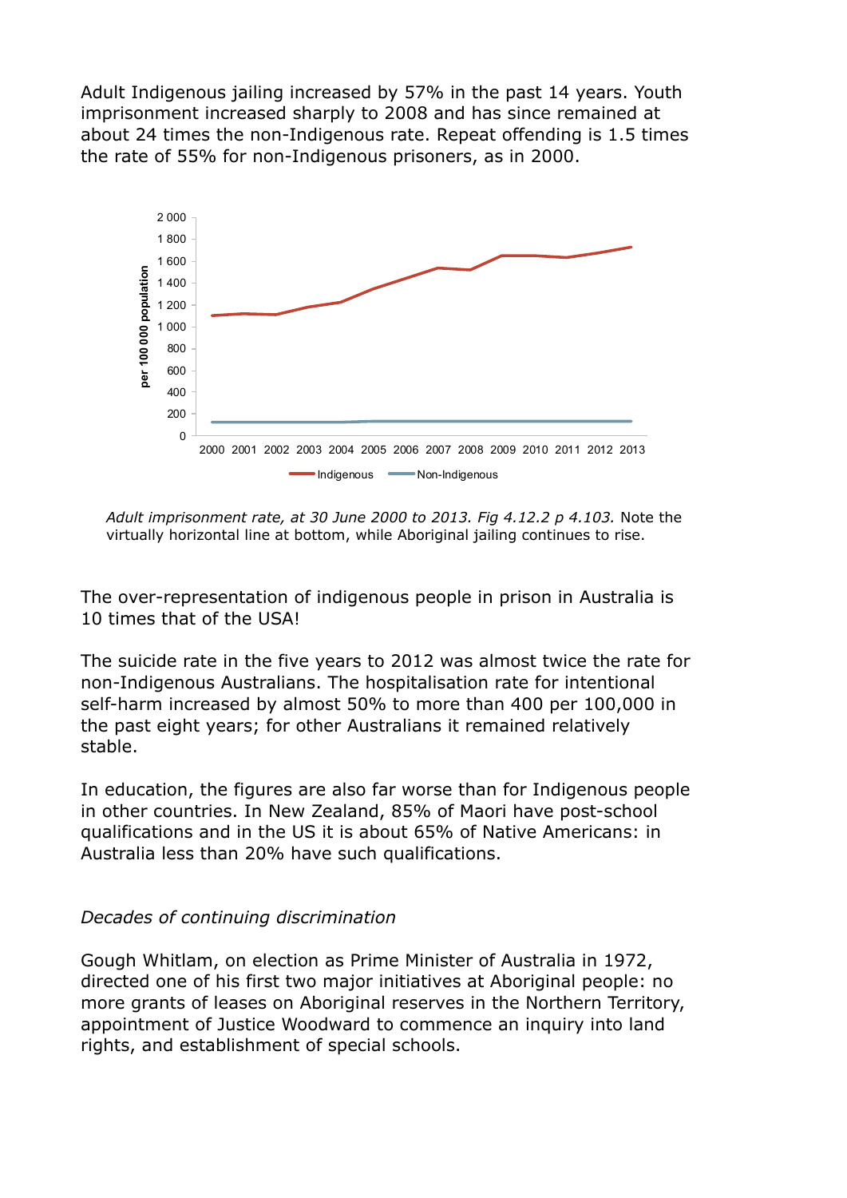Adult Indigenous jailing increased by 57% in the past 14 years. Youth imprisonment increased sharply to 2008 and has since remained at about 24 times the non-Indigenous rate. Repeat offending is 1.5 times the rate of 55% for non-Indigenous prisoners, as in 2000.

*Adult imprisonment rate, at 30 June 2000 to 2013. Fig 4.12.2 p 4.103.* Note the virtually horizontal line at bottom, while Aboriginal jailing continues to rise.

The over-representation of indigenous people in prison in Australia is 10 times that of the USA!

The suicide rate in the five years to 2012 was almost twice the rate for non-Indigenous Australians. The hospitalisation rate for intentional self-harm increased by almost 50% to more than 400 per 100,000 in the past eight years; for other Australians it remained relatively stable.

In education, the figures are also far worse than for Indigenous people in other countries. In New Zealand, 85% of Maori have post-school qualifications and in the US it is about 65% of Native Americans: in Australia less than 20% have such qualifications.

*Decades of continuing discrimination*

Gough Whitlam, on election as Prime Minister of Australia in 1972, directed one of his first two major initiatives at Aboriginal people: no more grants of leases on Aboriginal reserves in the Northern Territory, appointment of Justice Woodward to commence an inquiry into land rights, and establishment of special schools.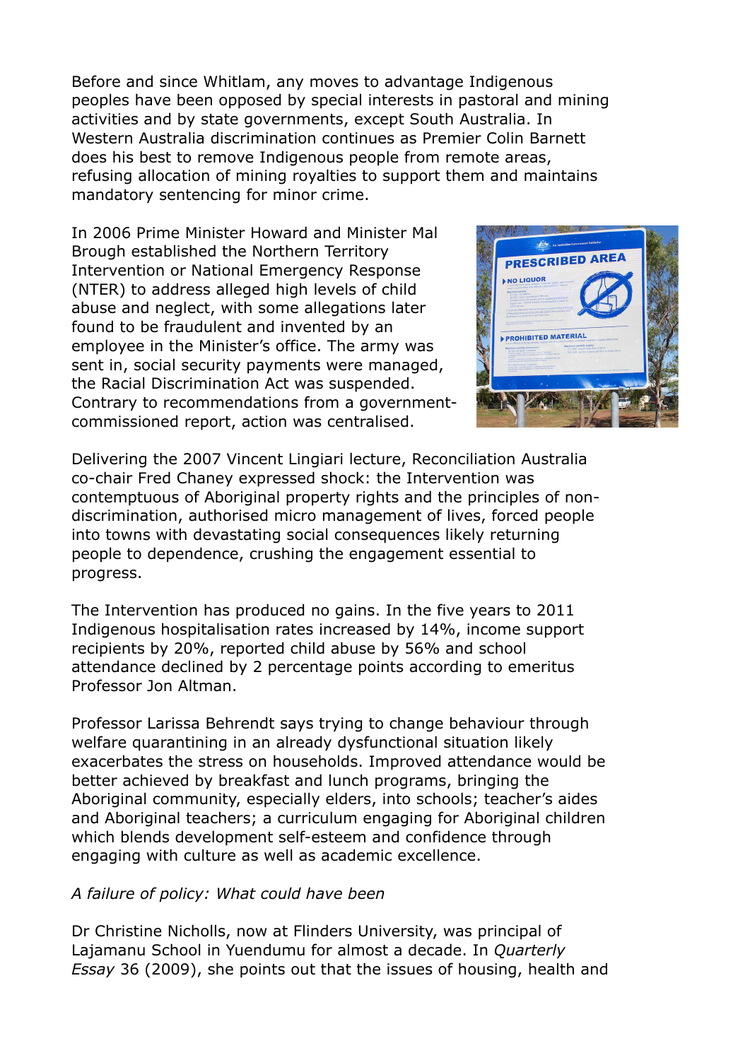Before and since Whitlam, any moves to advantage Indigenous peoples have been opposed by special interests in pastoral and mining activities and by state governments, except South Australia. In Western Australia discrimination continues as Premier Colin Barnett does his best to remove Indigenous people from remote areas, refusing allocation of mining royalties to support them and maintains mandatory sentencing for minor crime.

In 2006 Prime Minister Howard and Minister Mal Brough established the Northern Territory Intervention or National Emergency Response (NTER) to address alleged high levels of child abuse and neglect, with some allegations later found to be fraudulent and invented by an employee in the Minister's office. The army was sent in, social security payments were managed, the Racial Discrimination Act was suspended. Contrary to recommendations from a government-commissioned report, action was centralised.

Delivering the 2007 Vincent Lingiari lecture, Reconciliation Australia co-chair Fred Chaney expressed shock: the Intervention was contemptuous of Aboriginal property rights and the principles of non-discrimination, authorised micro management of lives, forced people into towns with devastating social consequences likely returning people to dependence, crushing the engagement essential to progress.

The Intervention has produced no gains. In the five years to 2011 Indigenous hospitalisation rates increased by 14%, income support recipients by 20%, reported child abuse by 56% and school attendance declined by 2 percentage points according to emeritus Professor Jon Altman.

Professor Larissa Behrendt says trying to change behaviour through welfare quarantining in an already dysfunctional situation likely exacerbates the stress on households. Improved attendance would be better achieved by breakfast and lunch programs, bringing the Aboriginal community, especially elders, into schools; teacher's aides and Aboriginal teachers; a curriculum engaging for Aboriginal children which blends development self-esteem and confidence through engaging with culture as well as academic excellence.

*A failure of policy: What could have been*

Dr Christine Nicholls, now at Flinders University, was principal of Lajamanu School in Yuendumu for almost a decade. In *Quarterly Essay* 36 (2009), she points out that the issues of housing, health and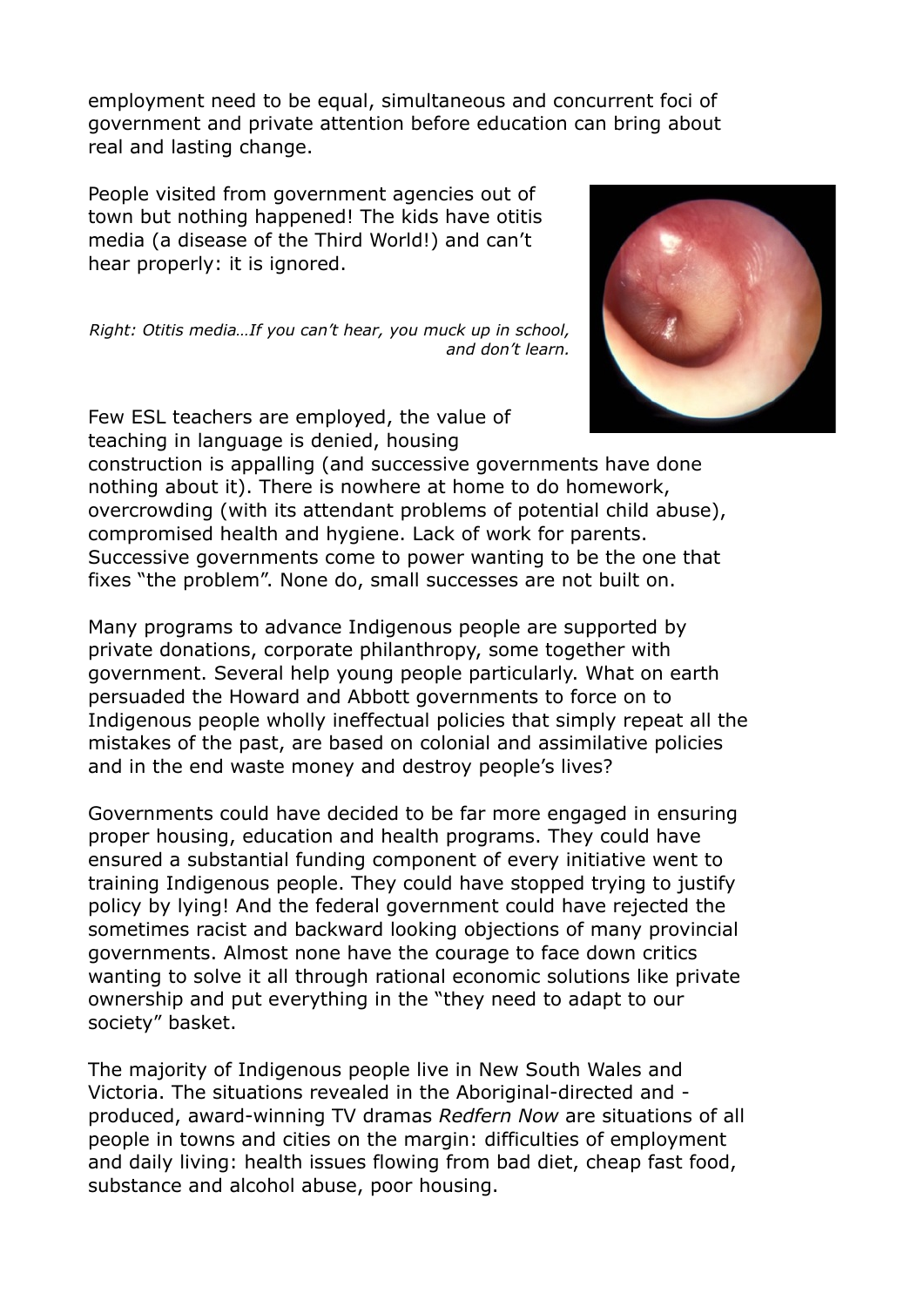employment need to be equal, simultaneous and concurrent foci of government and private attention before education can bring about real and lasting change.

People visited from government agencies out of town but nothing happened! The kids have otitis media (a disease of the Third World!) and can't hear properly: it is ignored.

*Right: Otitis media…If you can't hear, you muck up in school, and don't learn.*

Few ESL teachers are employed, the value of teaching in language is denied, housing construction is appalling (and successive governments have done nothing about it). There is nowhere at home to do homework, overcrowding (with its attendant problems of potential child abuse), compromised health and hygiene. Lack of work for parents. Successive governments come to power wanting to be the one that fixes "the problem". None do, small successes are not built on.

Many programs to advance Indigenous people are supported by private donations, corporate philanthropy, some together with government. Several help young people particularly. What on earth persuaded the Howard and Abbott governments to force on to Indigenous people wholly ineffectual policies that simply repeat all the mistakes of the past, are based on colonial and assimilative policies and in the end waste money and destroy people's lives?

Governments could have decided to be far more engaged in ensuring proper housing, education and health programs. They could have ensured a substantial funding component of every initiative went to training Indigenous people. They could have stopped trying to justify policy by lying! And the federal government could have rejected the sometimes racist and backward looking objections of many provincial governments. Almost none have the courage to face down critics wanting to solve it all through rational economic solutions like private ownership and put everything in the "they need to adapt to our society" basket.

The majority of Indigenous people live in New South Wales and Victoria. The situations revealed in the Aboriginal-directed and -produced, award-winning TV dramas *Redfern Now* are situations of all people in towns and cities on the margin: difficulties of employment and daily living: health issues flowing from bad diet, cheap fast food, substance and alcohol abuse, poor housing.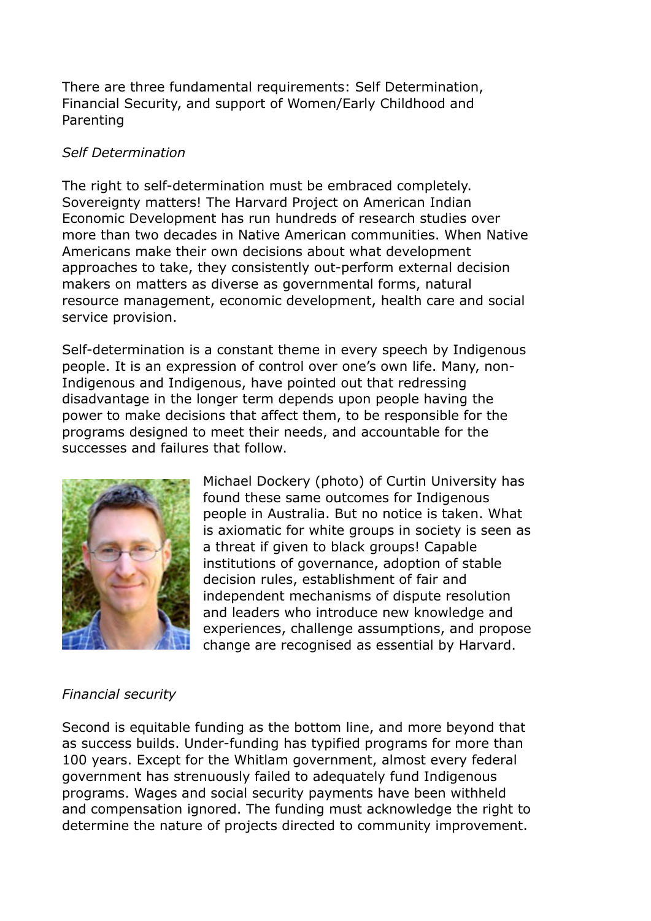There are three fundamental requirements: Self Determination, Financial Security, and support of Women/Early Childhood and Parenting

*Self Determination*

The right to self-determination must be embraced completely. Sovereignty matters! The Harvard Project on American Indian Economic Development has run hundreds of research studies over more than two decades in Native American communities. When Native Americans make their own decisions about what development approaches to take, they consistently out-perform external decision makers on matters as diverse as governmental forms, natural resource management, economic development, health care and social service provision.

Self-determination is a constant theme in every speech by Indigenous people. It is an expression of control over one's own life. Many, non-Indigenous and Indigenous, have pointed out that redressing disadvantage in the longer term depends upon people having the power to make decisions that affect them, to be responsible for the programs designed to meet their needs, and accountable for the successes and failures that follow.

Michael Dockery (photo) of Curtin University has found these same outcomes for Indigenous people in Australia. But no notice is taken. What is axiomatic for white groups in society is seen as a threat if given to black groups! Capable institutions of governance, adoption of stable decision rules, establishment of fair and independent mechanisms of dispute resolution and leaders who introduce new knowledge and experiences, challenge assumptions, and propose change are recognised as essential by Harvard.

*Financial security*

Second is equitable funding as the bottom line, and more beyond that as success builds. Under-funding has typified programs for more than 100 years. Except for the Whitlam government, almost every federal government has strenuously failed to adequately fund Indigenous programs. Wages and social security payments have been withheld and compensation ignored. The funding must acknowledge the right to determine the nature of projects directed to community improvement.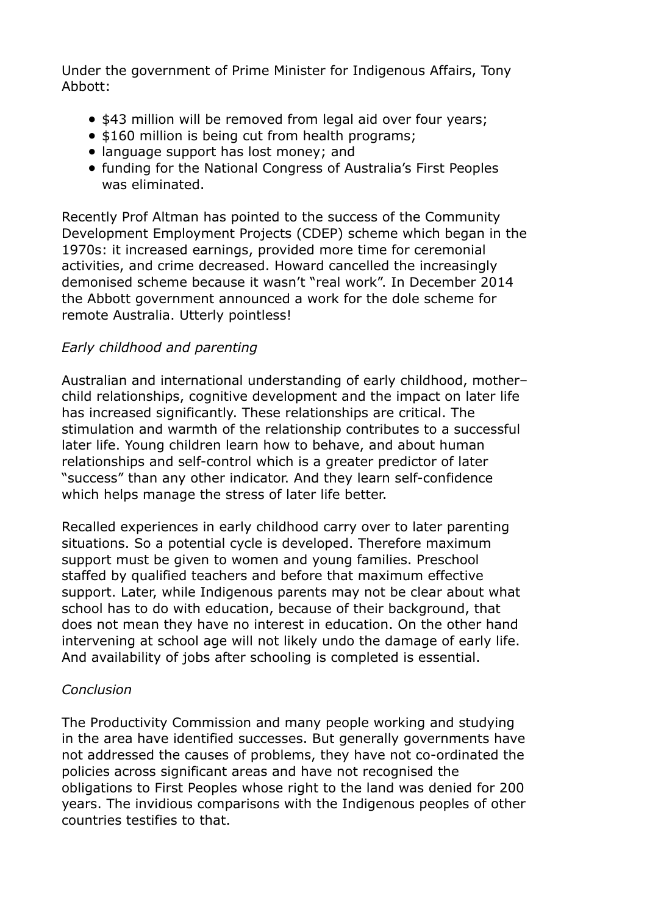Under the government of Prime Minister for Indigenous Affairs, Tony Abbott:

- $43 million will be removed from legal aid over four years;
- $160 million is being cut from health programs;
- language support has lost money; and
- funding for the National Congress of Australia's First Peoples was eliminated.

Recently Prof Altman has pointed to the success of the Community Development Employment Projects (CDEP) scheme which began in the 1970s: it increased earnings, provided more time for ceremonial activities, and crime decreased. Howard cancelled the increasingly demonised scheme because it wasn't "real work". In December 2014 the Abbott government announced a work for the dole scheme for remote Australia. Utterly pointless!

*Early childhood and parenting*

Australian and international understanding of early childhood, mother–child relationships, cognitive development and the impact on later life has increased significantly. These relationships are critical. The stimulation and warmth of the relationship contributes to a successful later life. Young children learn how to behave, and about human relationships and self-control which is a greater predictor of later "success" than any other indicator. And they learn self-confidence which helps manage the stress of later life better.

Recalled experiences in early childhood carry over to later parenting situations. So a potential cycle is developed. Therefore maximum support must be given to women and young families. Preschool staffed by qualified teachers and before that maximum effective support. Later, while Indigenous parents may not be clear about what school has to do with education, because of their background, that does not mean they have no interest in education. On the other hand intervening at school age will not likely undo the damage of early life. And availability of jobs after schooling is completed is essential.

*Conclusion*

The Productivity Commission and many people working and studying in the area have identified successes. But generally governments have not addressed the causes of problems, they have not co-ordinated the policies across significant areas and have not recognised the obligations to First Peoples whose right to the land was denied for 200 years. The invidious comparisons with the Indigenous peoples of other countries testifies to that.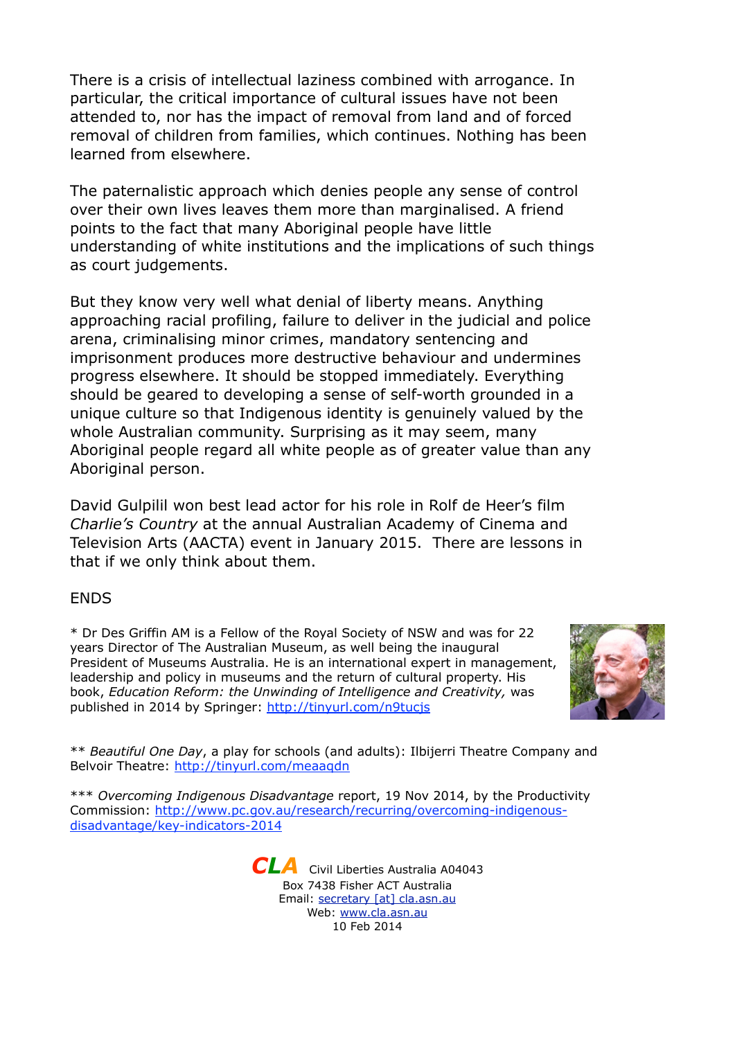There is a crisis of intellectual laziness combined with arrogance. In particular, the critical importance of cultural issues have not been attended to, nor has the impact of removal from land and of forced removal of children from families, which continues. Nothing has been learned from elsewhere.

The paternalistic approach which denies people any sense of control over their own lives leaves them more than marginalised. A friend points to the fact that many Aboriginal people have little understanding of white institutions and the implications of such things as court judgements.

But they know very well what denial of liberty means. Anything approaching racial profiling, failure to deliver in the judicial and police arena, criminalising minor crimes, mandatory sentencing and imprisonment produces more destructive behaviour and undermines progress elsewhere. It should be stopped immediately. Everything should be geared to developing a sense of self-worth grounded in a unique culture so that Indigenous identity is genuinely valued by the whole Australian community. Surprising as it may seem, many Aboriginal people regard all white people as of greater value than any Aboriginal person.

David Gulpilil won best lead actor for his role in Rolf de Heer's film *Charlie's Country* at the annual Australian Academy of Cinema and Television Arts (AACTA) event in January 2015. There are lessons in that if we only think about them.

ENDS

* Dr Des Griffin AM is a Fellow of the Royal Society of NSW and was for 22 years Director of The Australian Museum, as well being the inaugural President of Museums Australia. He is an international expert in management, leadership and policy in museums and the return of cultural property. His book, *Education Reform: the Unwinding of Intelligence and Creativity,* was published in 2014 by Springer: http://tinyurl.com/n9tucjs

** *Beautiful One Day*, a play for schools (and adults): Ilbijerri Theatre Company and Belvoir Theatre: http://tinyurl.com/meaaqdn

*** *Overcoming Indigenous Disadvantage* report, 19 Nov 2014, by the Productivity Commission: http://www.pc.gov.au/research/recurring/overcoming-indigenous-disadvantage/key-indicators-2014

**CLA** Civil Liberties Australia A04043
Box 7438 Fisher ACT Australia
Email: secretary [at] cla.asn.au
Web: www.cla.asn.au
10 Feb 2014